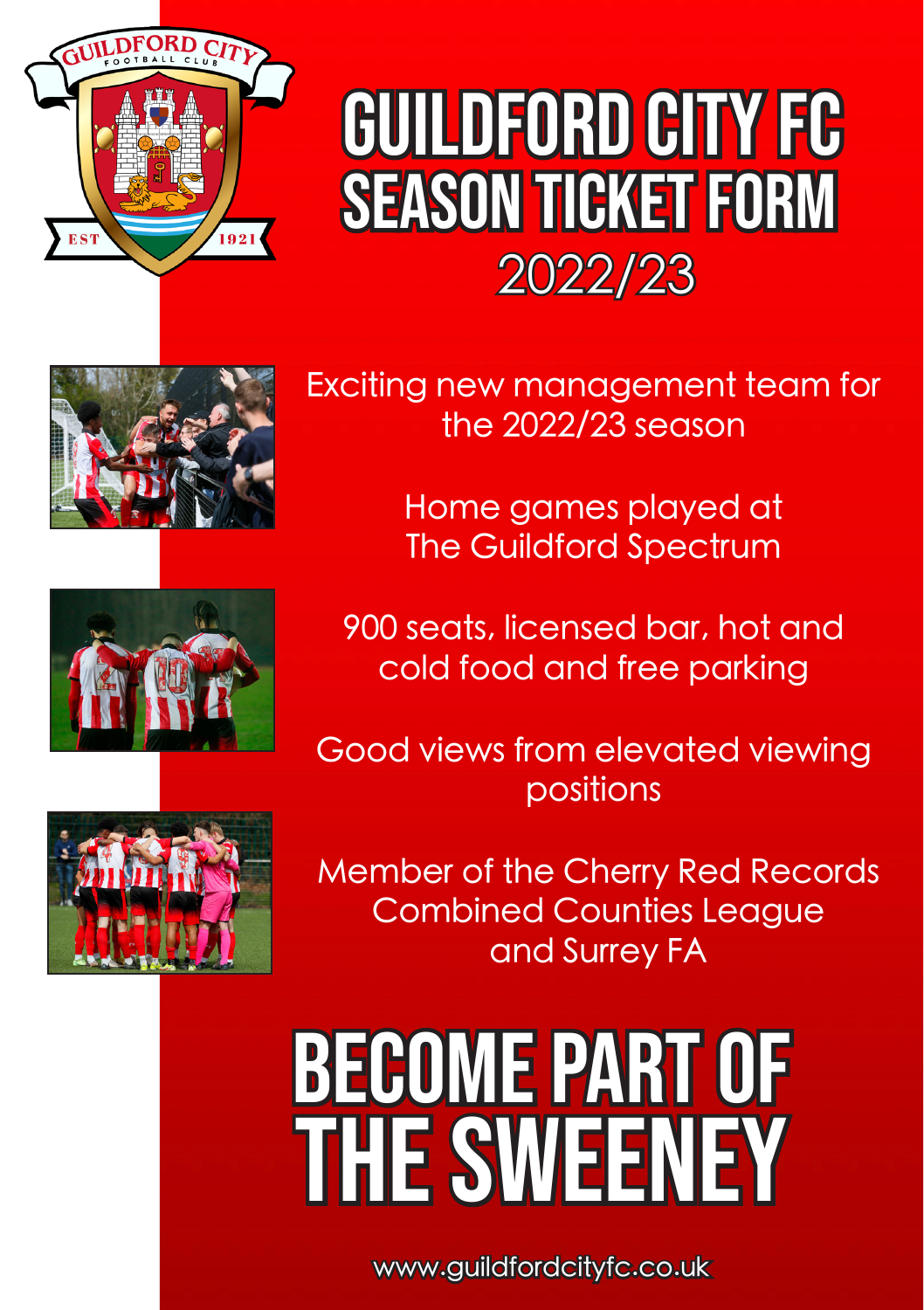# GUILDFORD CITY FC SEASON TICKET FORM

## 2022/23

Exciting new management team for the 2022/23 season

Home games played at The Guildford Spectrum

900 seats, licensed bar, hot and cold food and free parking

Good views from elevated viewing positions

Member of the Cherry Red Records Combined Counties League and Surrey FA

# BECOME PART OF THE SWEENEY

www.guildfordcityfc.co.uk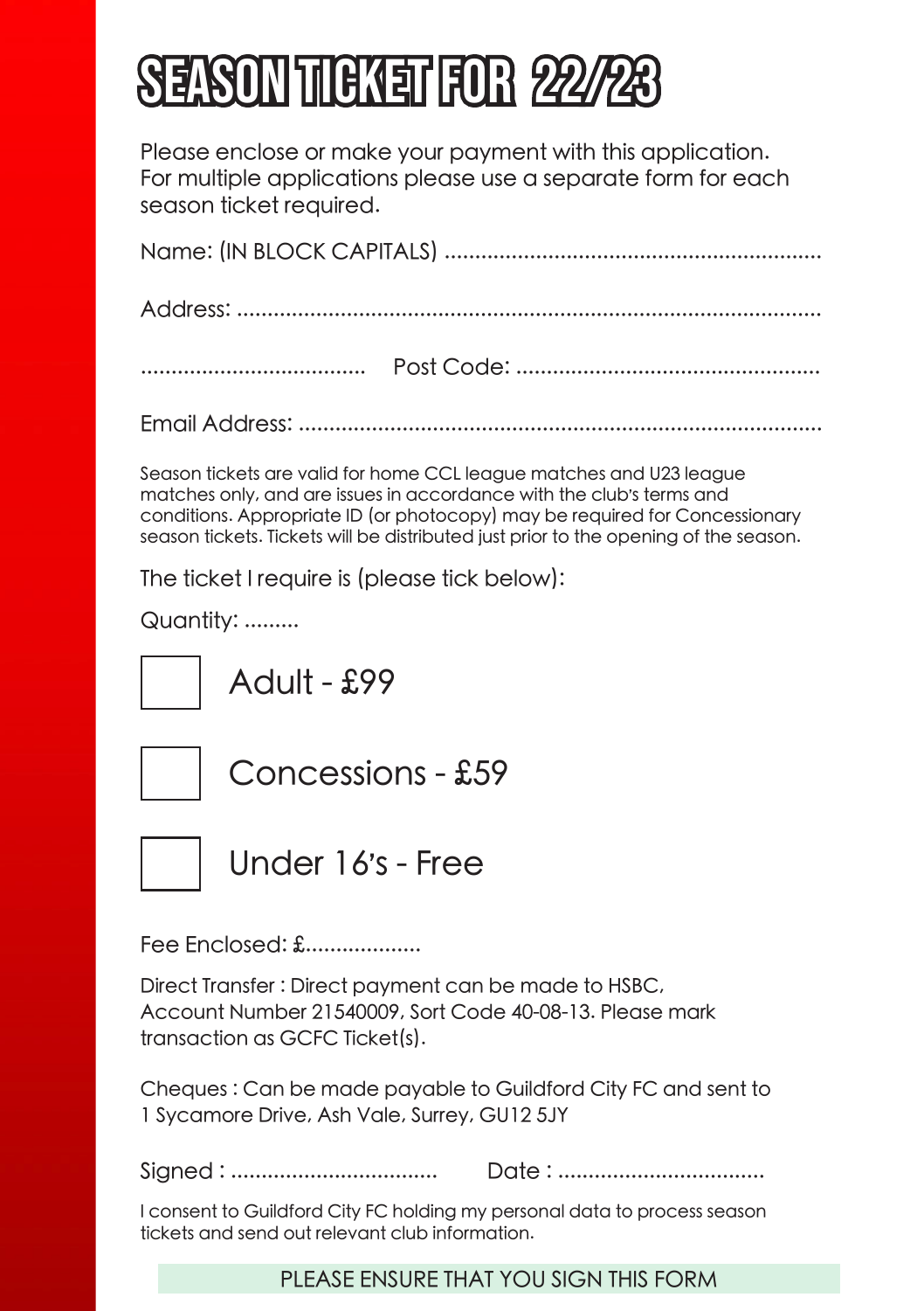# SEASON TICKET FOR 22/23

Please enclose or make your payment with this application. For multiple applications please use a separate form for each season ticket required.

Name: (IN BLOCK CAPITALS) ..............................................................

Address: .................................................................................................

..................................... Post Code: ...................................................

Email Address: ......................................................................................

Season tickets are valid for home CCL league matches and U23 league matches only, and are issues in accordance with the club's terms and conditions. Appropriate ID (or photocopy) may be required for Concessionary season tickets. Tickets will be distributed just prior to the opening of the season.

The ticket I require is (please tick below):

Quantity: .........

☐ Adult - £99

☐ Concessions - £59

☐ Under 16's - Free

Fee Enclosed: £...................

Direct Transfer : Direct payment can be made to HSBC, Account Number 21540009, Sort Code 40-08-13. Please mark transaction as GCFC Ticket(s).

Cheques : Can be made payable to Guildford City FC and sent to 1 Sycamore Drive, Ash Vale, Surrey, GU12 5JY

Signed : .................................. Date : ..................................

I consent to Guildford City FC holding my personal data to process season tickets and send out relevant club information.

PLEASE ENSURE THAT YOU SIGN THIS FORM